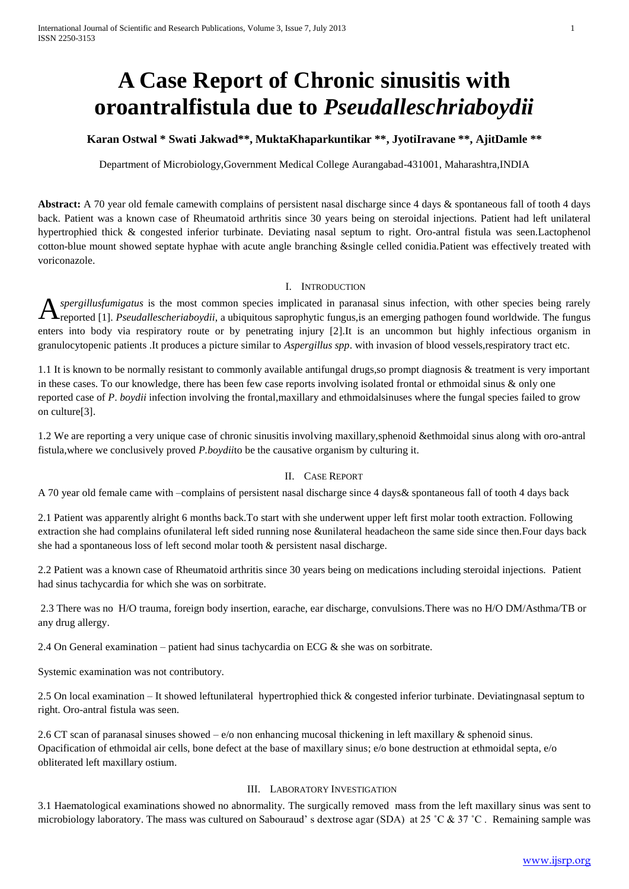# A Case Report of Chronic sinusitis with oroantralfistula due to *Pseudalleschriaboydii*

**Karan Ostwal * Swati Jakwad**, MuktaKhaparkuntikar **, JyotiIravane **, AjitDamle ****

Department of Microbiology,Government Medical College Aurangabad-431001, Maharashtra,INDIA

**Abstract:** A 70 year old female camewith complains of persistent nasal discharge since 4 days & spontaneous fall of tooth 4 days back. Patient was a known case of Rheumatoid arthritis since 30 years being on steroidal injections. Patient had left unilateral hypertrophied thick & congested inferior turbinate. Deviating nasal septum to right. Oro-antral fistula was seen.Lactophenol cotton-blue mount showed septate hyphae with acute angle branching &single celled conidia.Patient was effectively treated with voriconazole.

## I. Introduction

*Aspergillusfumigatus* is the most common species implicated in paranasal sinus infection, with other species being rarely reported [1]. *Pseudallescheriaboydii*, a ubiquitous saprophytic fungus,is an emerging pathogen found worldwide. The fungus enters into body via respiratory route or by penetrating injury [2].It is an uncommon but highly infectious organism in granulocytopenic patients .It produces a picture similar to *Aspergillus spp*. with invasion of blood vessels,respiratory tract etc.

1.1 It is known to be normally resistant to commonly available antifungal drugs,so prompt diagnosis & treatment is very important in these cases. To our knowledge, there has been few case reports involving isolated frontal or ethmoidal sinus & only one reported case of *P. boydii* infection involving the frontal,maxillary and ethmoidalsinuses where the fungal species failed to grow on culture[3].

1.2 We are reporting a very unique case of chronic sinusitis involving maxillary,sphenoid &ethmoidal sinus along with oro-antral fistula,where we conclusively proved *P.boydii*to be the causative organism by culturing it.

## II. Case Report

A 70 year old female came with –complains of persistent nasal discharge since 4 days& spontaneous fall of tooth 4 days back

2.1 Patient was apparently alright 6 months back.To start with she underwent upper left first molar tooth extraction. Following extraction she had complains ofunilateral left sided running nose &unilateral headacheon the same side since then.Four days back she had a spontaneous loss of left second molar tooth & persistent nasal discharge.

2.2 Patient was a known case of Rheumatoid arthritis since 30 years being on medications including steroidal injections. Patient had sinus tachycardia for which she was on sorbitrate.

2.3 There was no H/O trauma, foreign body insertion, earache, ear discharge, convulsions.There was no H/O DM/Asthma/TB or any drug allergy.

2.4 On General examination – patient had sinus tachycardia on ECG & she was on sorbitrate.

Systemic examination was not contributory.

2.5 On local examination – It showed leftunilateral hypertrophied thick & congested inferior turbinate. Deviatingnasal septum to right. Oro-antral fistula was seen.

2.6 CT scan of paranasal sinuses showed – e/o non enhancing mucosal thickening in left maxillary & sphenoid sinus. Opacification of ethmoidal air cells, bone defect at the base of maxillary sinus; e/o bone destruction at ethmoidal septa, e/o obliterated left maxillary ostium.

## III. Laboratory Investigation

3.1 Haematological examinations showed no abnormality. The surgically removed mass from the left maxillary sinus was sent to microbiology laboratory. The mass was cultured on Sabouraud' s dextrose agar (SDA) at 25 ˚C & 37 ˚C . Remaining sample was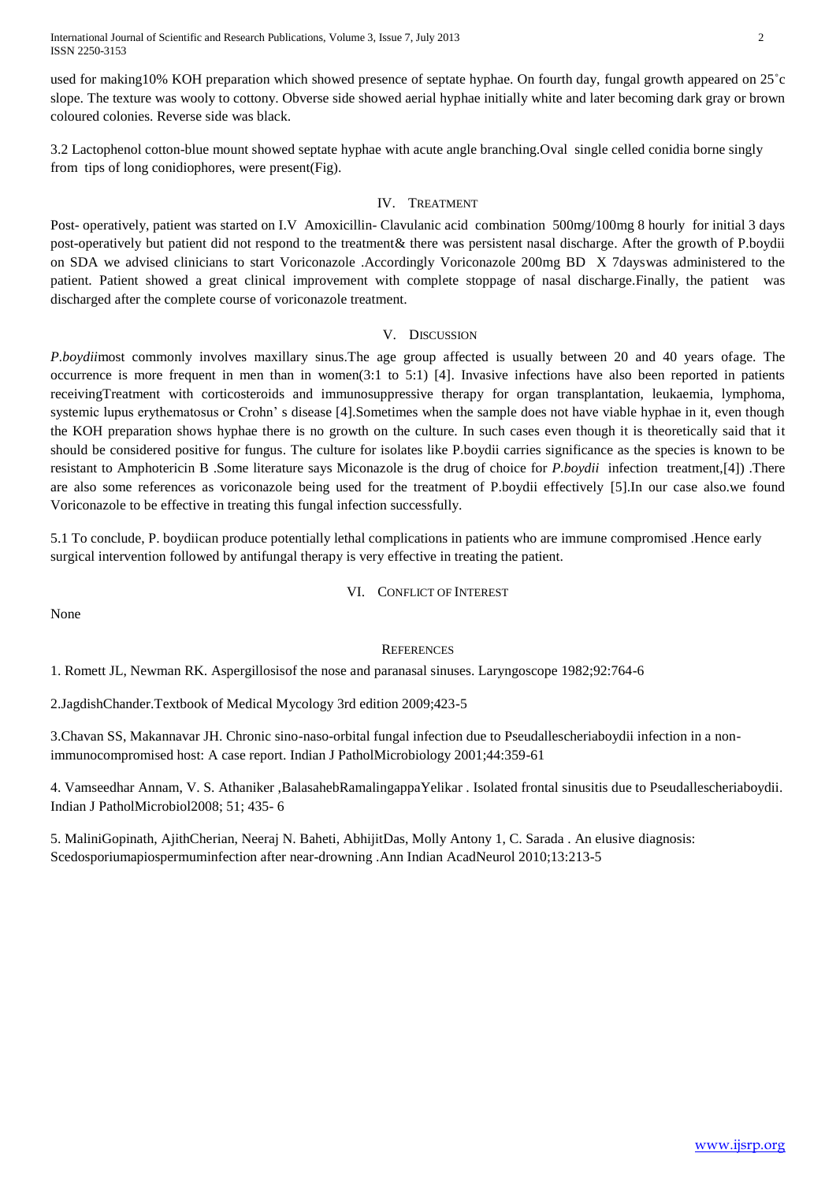used for making10% KOH preparation which showed presence of septate hyphae. On fourth day, fungal growth appeared on 25˚c slope. The texture was wooly to cottony. Obverse side showed aerial hyphae initially white and later becoming dark gray or brown coloured colonies. Reverse side was black.

3.2 Lactophenol cotton-blue mount showed septate hyphae with acute angle branching.Oval single celled conidia borne singly from tips of long conidiophores, were present(Fig).

## IV. Treatment

Post- operatively, patient was started on I.V Amoxicillin- Clavulanic acid combination 500mg/100mg 8 hourly for initial 3 days post-operatively but patient did not respond to the treatment& there was persistent nasal discharge. After the growth of P.boydii on SDA we advised clinicians to start Voriconazole .Accordingly Voriconazole 200mg BD X 7dayswas administered to the patient. Patient showed a great clinical improvement with complete stoppage of nasal discharge.Finally, the patient was discharged after the complete course of voriconazole treatment.

## V. Discussion

*P.boydii*most commonly involves maxillary sinus.The age group affected is usually between 20 and 40 years ofage. The occurrence is more frequent in men than in women(3:1 to 5:1) [4]. Invasive infections have also been reported in patients receivingTreatment with corticosteroids and immunosuppressive therapy for organ transplantation, leukaemia, lymphoma, systemic lupus erythematosus or Crohn' s disease [4].Sometimes when the sample does not have viable hyphae in it, even though the KOH preparation shows hyphae there is no growth on the culture. In such cases even though it is theoretically said that it should be considered positive for fungus. The culture for isolates like P.boydii carries significance as the species is known to be resistant to Amphotericin B .Some literature says Miconazole is the drug of choice for *P.boydii* infection treatment,[4]) .There are also some references as voriconazole being used for the treatment of P.boydii effectively [5].In our case also.we found Voriconazole to be effective in treating this fungal infection successfully.

5.1 To conclude, P. boydiican produce potentially lethal complications in patients who are immune compromised .Hence early surgical intervention followed by antifungal therapy is very effective in treating the patient.

## VI. Conflict of Interest

None

## References

1. Romett JL, Newman RK. Aspergillosisof the nose and paranasal sinuses. Laryngoscope 1982;92:764-6

2. JagdishChander.Textbook of Medical Mycology 3rd edition 2009;423-5

3. Chavan SS, Makannavar JH. Chronic sino-naso-orbital fungal infection due to Pseudallescheriaboydii infection in a non-immunocompromised host: A case report. Indian J PatholMicrobiology 2001;44:359-61

4. Vamseedhar Annam, V. S. Athaniker ,BalasahebRamalingappaYelikar . Isolated frontal sinusitis due to Pseudallescheriaboydii. Indian J PatholMicrobiol2008; 51; 435- 6

5. MaliniGopinath, AjithCherian, Neeraj N. Baheti, AbhijitDas, Molly Antony 1, C. Sarada . An elusive diagnosis: Scedosporiumapiospermuminfection after near-drowning .Ann Indian AcadNeurol 2010;13:213-5